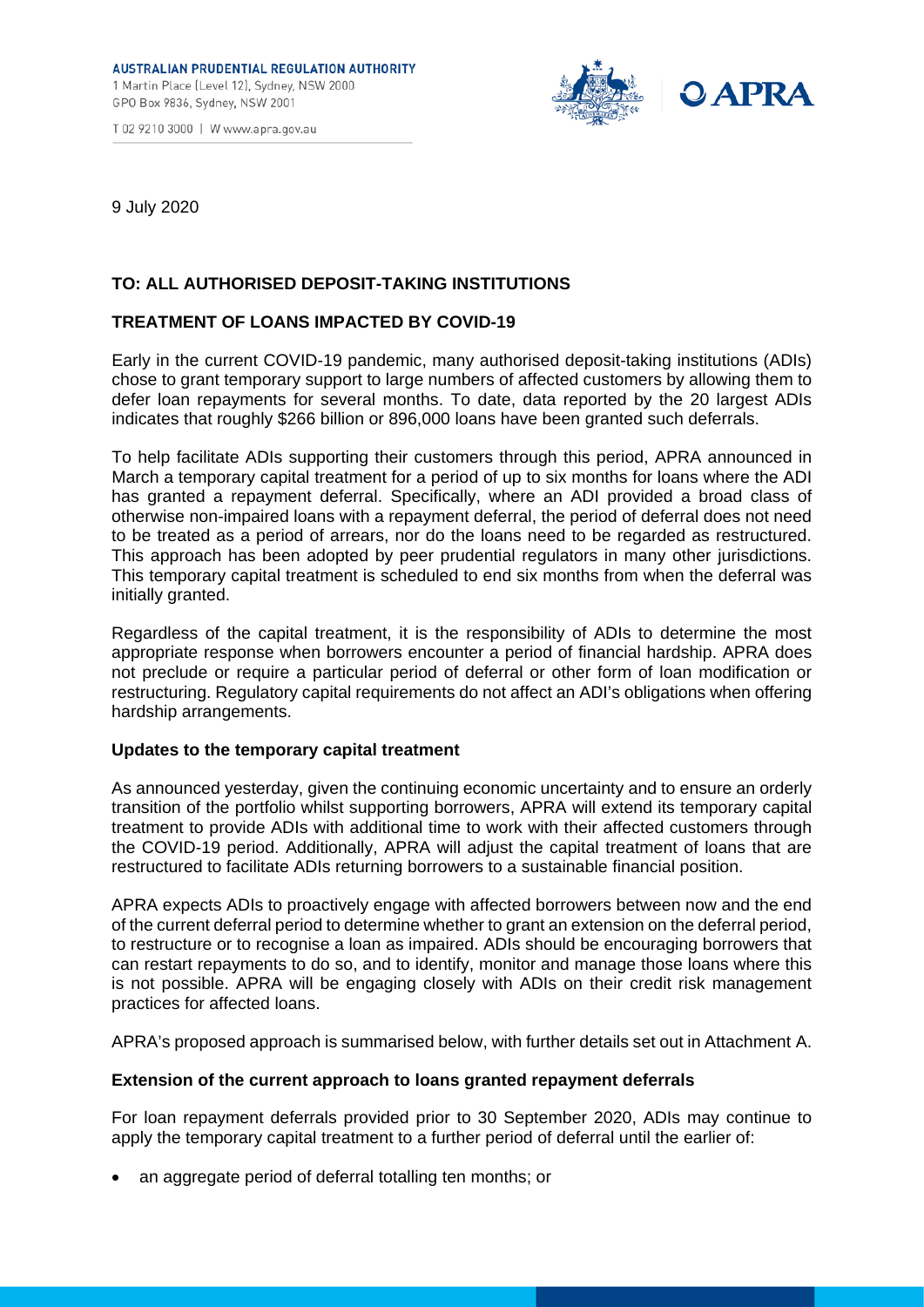AUSTRALIAN PRUDENTIAL REGULATION AUTHORITY
1 Martin Place (Level 12), Sydney, NSW 2000
GPO Box 9836, Sydney, NSW 2001

T 02 9210 3000 | W www.apra.gov.au

9 July 2020

**TO: ALL AUTHORISED DEPOSIT-TAKING INSTITUTIONS**

**TREATMENT OF LOANS IMPACTED BY COVID-19**

Early in the current COVID-19 pandemic, many authorised deposit-taking institutions (ADIs) chose to grant temporary support to large numbers of affected customers by allowing them to defer loan repayments for several months. To date, data reported by the 20 largest ADIs indicates that roughly $266 billion or 896,000 loans have been granted such deferrals.

To help facilitate ADIs supporting their customers through this period, APRA announced in March a temporary capital treatment for a period of up to six months for loans where the ADI has granted a repayment deferral. Specifically, where an ADI provided a broad class of otherwise non-impaired loans with a repayment deferral, the period of deferral does not need to be treated as a period of arrears, nor do the loans need to be regarded as restructured. This approach has been adopted by peer prudential regulators in many other jurisdictions. This temporary capital treatment is scheduled to end six months from when the deferral was initially granted.

Regardless of the capital treatment, it is the responsibility of ADIs to determine the most appropriate response when borrowers encounter a period of financial hardship. APRA does not preclude or require a particular period of deferral or other form of loan modification or restructuring. Regulatory capital requirements do not affect an ADI's obligations when offering hardship arrangements.

**Updates to the temporary capital treatment**

As announced yesterday, given the continuing economic uncertainty and to ensure an orderly transition of the portfolio whilst supporting borrowers, APRA will extend its temporary capital treatment to provide ADIs with additional time to work with their affected customers through the COVID-19 period. Additionally, APRA will adjust the capital treatment of loans that are restructured to facilitate ADIs returning borrowers to a sustainable financial position.

APRA expects ADIs to proactively engage with affected borrowers between now and the end of the current deferral period to determine whether to grant an extension on the deferral period, to restructure or to recognise a loan as impaired. ADIs should be encouraging borrowers that can restart repayments to do so, and to identify, monitor and manage those loans where this is not possible. APRA will be engaging closely with ADIs on their credit risk management practices for affected loans.

APRA's proposed approach is summarised below, with further details set out in Attachment A.

**Extension of the current approach to loans granted repayment deferrals**

For loan repayment deferrals provided prior to 30 September 2020, ADIs may continue to apply the temporary capital treatment to a further period of deferral until the earlier of:

- an aggregate period of deferral totalling ten months; or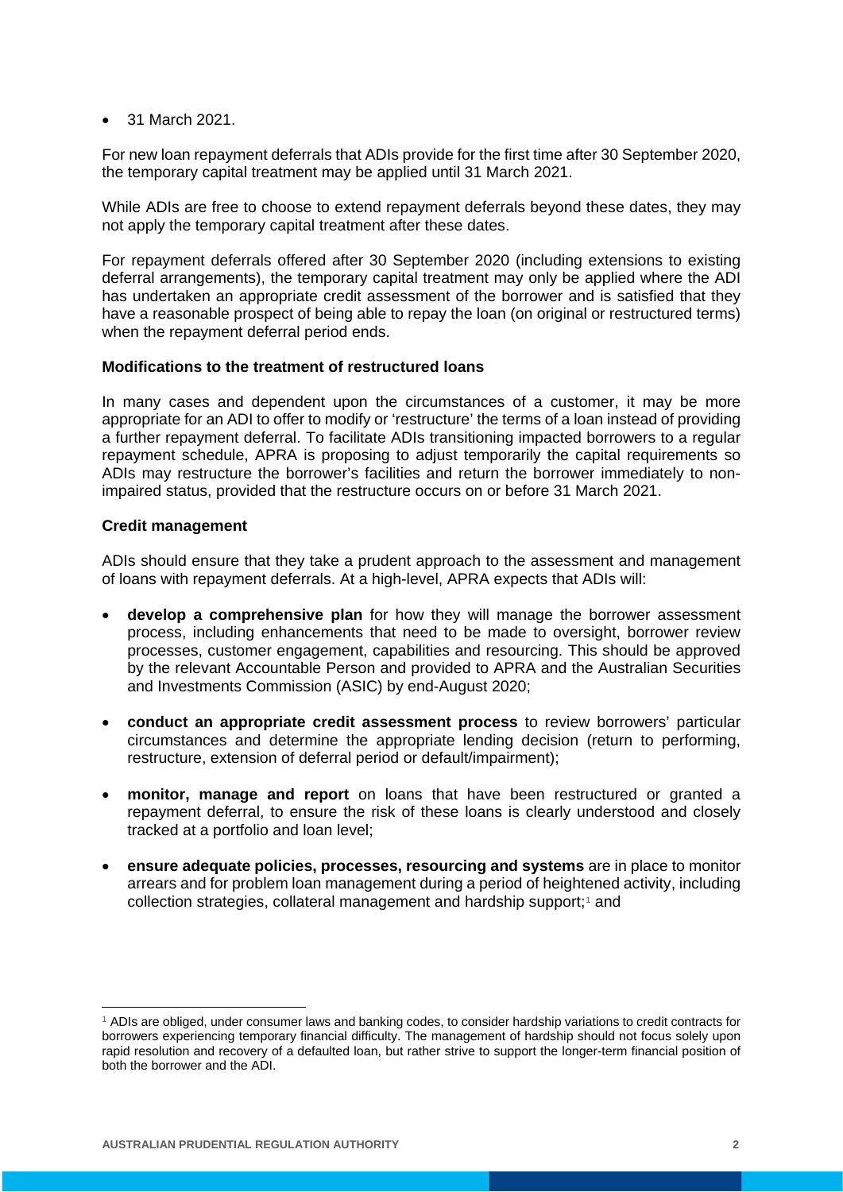- 31 March 2021.

For new loan repayment deferrals that ADIs provide for the first time after 30 September 2020, the temporary capital treatment may be applied until 31 March 2021.

While ADIs are free to choose to extend repayment deferrals beyond these dates, they may not apply the temporary capital treatment after these dates.

For repayment deferrals offered after 30 September 2020 (including extensions to existing deferral arrangements), the temporary capital treatment may only be applied where the ADI has undertaken an appropriate credit assessment of the borrower and is satisfied that they have a reasonable prospect of being able to repay the loan (on original or restructured terms) when the repayment deferral period ends.

**Modifications to the treatment of restructured loans**

In many cases and dependent upon the circumstances of a customer, it may be more appropriate for an ADI to offer to modify or 'restructure' the terms of a loan instead of providing a further repayment deferral. To facilitate ADIs transitioning impacted borrowers to a regular repayment schedule, APRA is proposing to adjust temporarily the capital requirements so ADIs may restructure the borrower's facilities and return the borrower immediately to non-impaired status, provided that the restructure occurs on or before 31 March 2021.

**Credit management**

ADIs should ensure that they take a prudent approach to the assessment and management of loans with repayment deferrals. At a high-level, APRA expects that ADIs will:

- **develop a comprehensive plan** for how they will manage the borrower assessment process, including enhancements that need to be made to oversight, borrower review processes, customer engagement, capabilities and resourcing. This should be approved by the relevant Accountable Person and provided to APRA and the Australian Securities and Investments Commission (ASIC) by end-August 2020;
- **conduct an appropriate credit assessment process** to review borrowers' particular circumstances and determine the appropriate lending decision (return to performing, restructure, extension of deferral period or default/impairment);
- **monitor, manage and report** on loans that have been restructured or granted a repayment deferral, to ensure the risk of these loans is clearly understood and closely tracked at a portfolio and loan level;
- **ensure adequate policies, processes, resourcing and systems** are in place to monitor arrears and for problem loan management during a period of heightened activity, including collection strategies, collateral management and hardship support;[1] and

[1] ADIs are obliged, under consumer laws and banking codes, to consider hardship variations to credit contracts for borrowers experiencing temporary financial difficulty. The management of hardship should not focus solely upon rapid resolution and recovery of a defaulted loan, but rather strive to support the longer-term financial position of both the borrower and the ADI.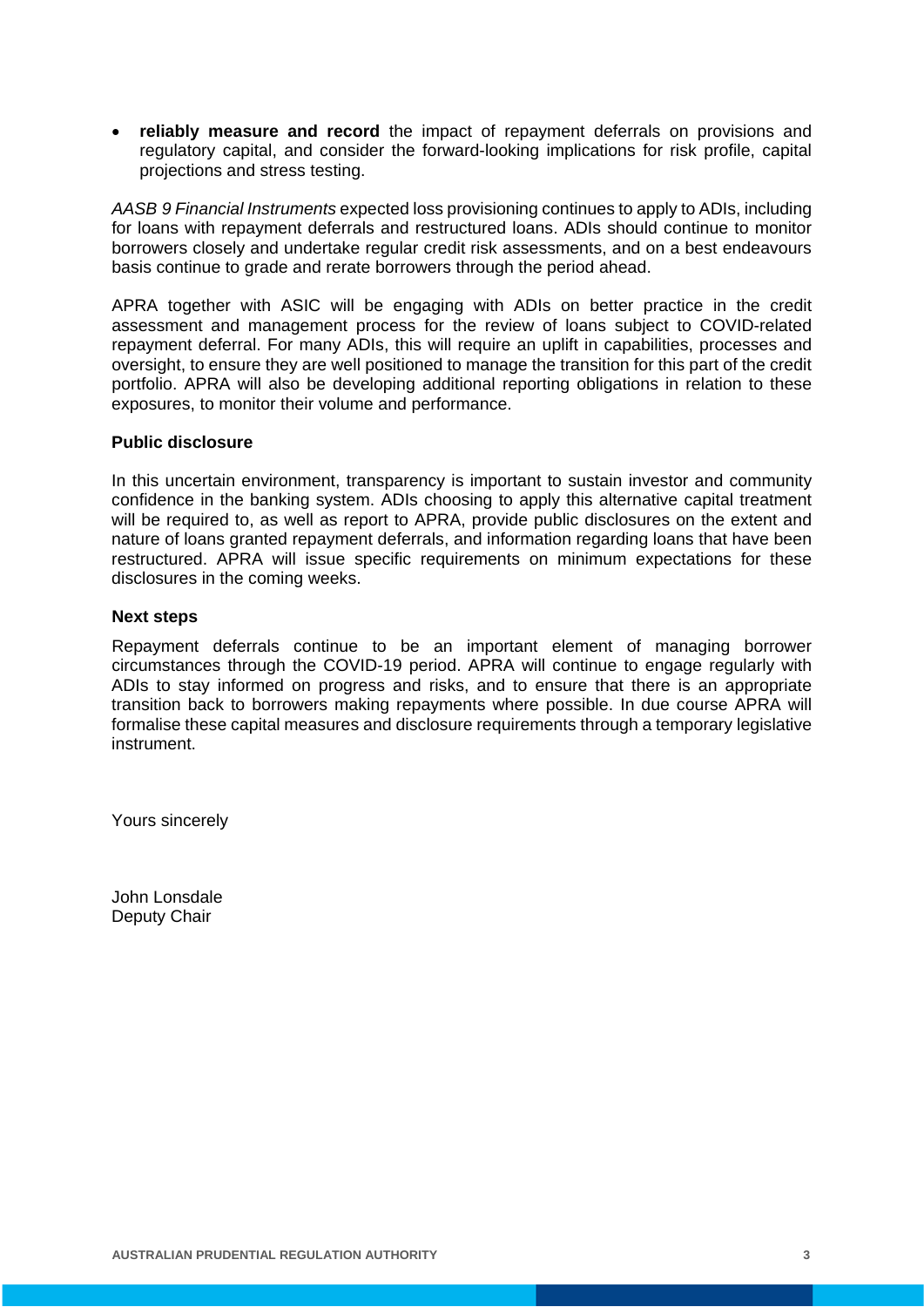- **reliably measure and record** the impact of repayment deferrals on provisions and regulatory capital, and consider the forward-looking implications for risk profile, capital projections and stress testing.

*AASB 9 Financial Instruments* expected loss provisioning continues to apply to ADIs, including for loans with repayment deferrals and restructured loans. ADIs should continue to monitor borrowers closely and undertake regular credit risk assessments, and on a best endeavours basis continue to grade and rerate borrowers through the period ahead.

APRA together with ASIC will be engaging with ADIs on better practice in the credit assessment and management process for the review of loans subject to COVID-related repayment deferral. For many ADIs, this will require an uplift in capabilities, processes and oversight, to ensure they are well positioned to manage the transition for this part of the credit portfolio. APRA will also be developing additional reporting obligations in relation to these exposures, to monitor their volume and performance.

**Public disclosure**

In this uncertain environment, transparency is important to sustain investor and community confidence in the banking system. ADIs choosing to apply this alternative capital treatment will be required to, as well as report to APRA, provide public disclosures on the extent and nature of loans granted repayment deferrals, and information regarding loans that have been restructured. APRA will issue specific requirements on minimum expectations for these disclosures in the coming weeks.

**Next steps**

Repayment deferrals continue to be an important element of managing borrower circumstances through the COVID-19 period. APRA will continue to engage regularly with ADIs to stay informed on progress and risks, and to ensure that there is an appropriate transition back to borrowers making repayments where possible. In due course APRA will formalise these capital measures and disclosure requirements through a temporary legislative instrument.

Yours sincerely

John Lonsdale
Deputy Chair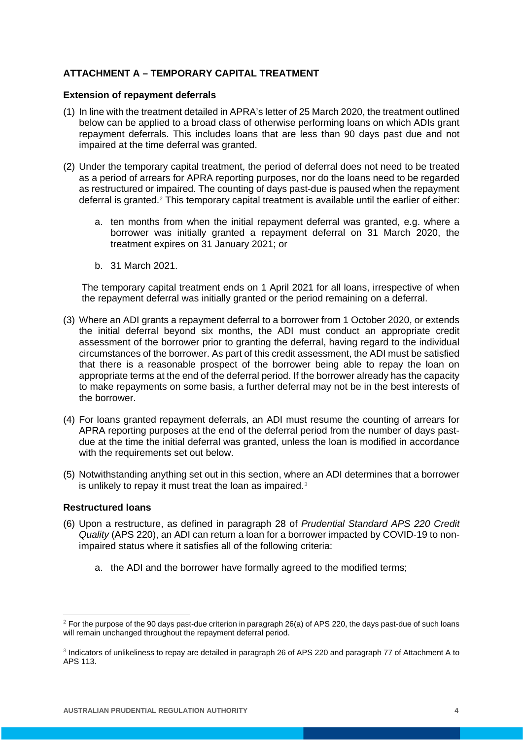**ATTACHMENT A – TEMPORARY CAPITAL TREATMENT**

**Extension of repayment deferrals**

(1) In line with the treatment detailed in APRA's letter of 25 March 2020, the treatment outlined below can be applied to a broad class of otherwise performing loans on which ADIs grant repayment deferrals. This includes loans that are less than 90 days past due and not impaired at the time deferral was granted.

(2) Under the temporary capital treatment, the period of deferral does not need to be treated as a period of arrears for APRA reporting purposes, nor do the loans need to be regarded as restructured or impaired. The counting of days past-due is paused when the repayment deferral is granted.[2] This temporary capital treatment is available until the earlier of either:

   a. ten months from when the initial repayment deferral was granted, e.g. where a borrower was initially granted a repayment deferral on 31 March 2020, the treatment expires on 31 January 2021; or

   b. 31 March 2021.

   The temporary capital treatment ends on 1 April 2021 for all loans, irrespective of when the repayment deferral was initially granted or the period remaining on a deferral.

(3) Where an ADI grants a repayment deferral to a borrower from 1 October 2020, or extends the initial deferral beyond six months, the ADI must conduct an appropriate credit assessment of the borrower prior to granting the deferral, having regard to the individual circumstances of the borrower. As part of this credit assessment, the ADI must be satisfied that there is a reasonable prospect of the borrower being able to repay the loan on appropriate terms at the end of the deferral period. If the borrower already has the capacity to make repayments on some basis, a further deferral may not be in the best interests of the borrower.

(4) For loans granted repayment deferrals, an ADI must resume the counting of arrears for APRA reporting purposes at the end of the deferral period from the number of days past-due at the time the initial deferral was granted, unless the loan is modified in accordance with the requirements set out below.

(5) Notwithstanding anything set out in this section, where an ADI determines that a borrower is unlikely to repay it must treat the loan as impaired.[3]

**Restructured loans**

(6) Upon a restructure, as defined in paragraph 28 of *Prudential Standard APS 220 Credit Quality* (APS 220), an ADI can return a loan for a borrower impacted by COVID-19 to non-impaired status where it satisfies all of the following criteria:

   a. the ADI and the borrower have formally agreed to the modified terms;

---

[2] For the purpose of the 90 days past-due criterion in paragraph 26(a) of APS 220, the days past-due of such loans will remain unchanged throughout the repayment deferral period.

[3] Indicators of unlikeliness to repay are detailed in paragraph 26 of APS 220 and paragraph 77 of Attachment A to APS 113.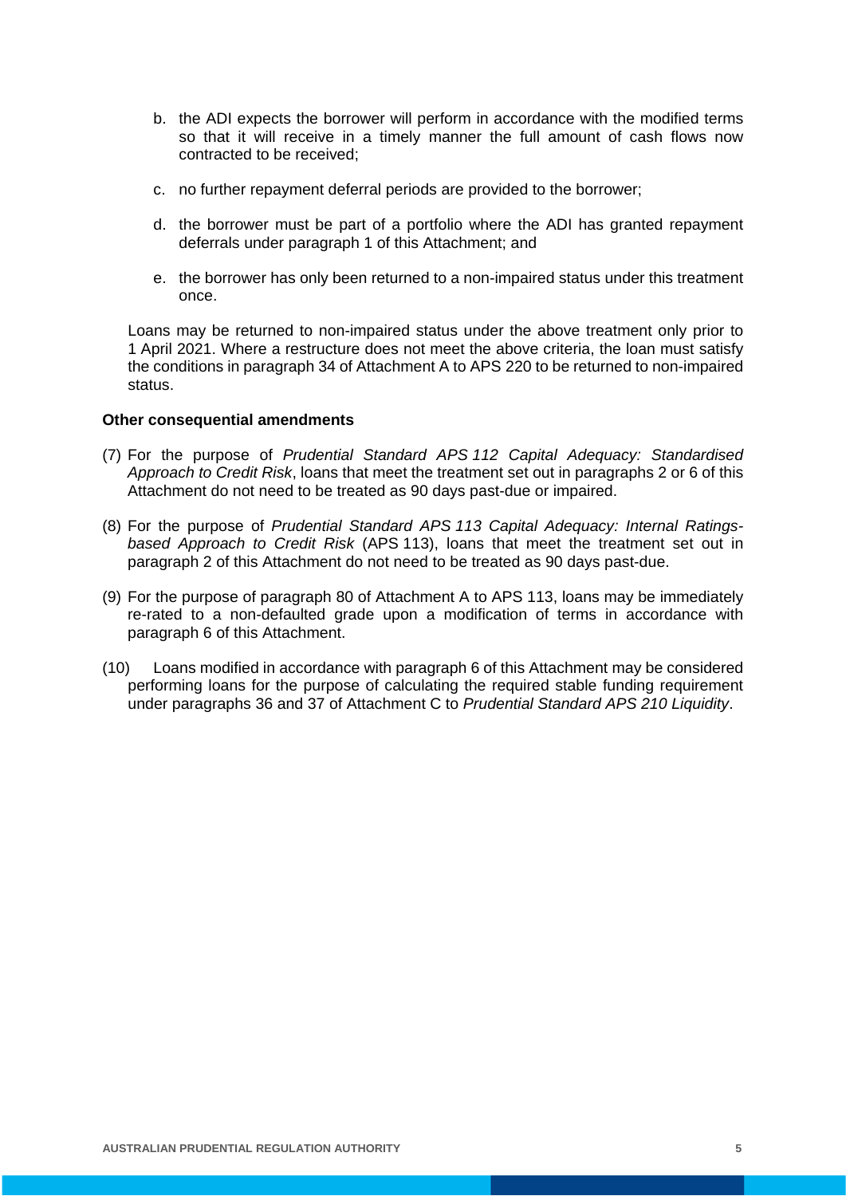b. the ADI expects the borrower will perform in accordance with the modified terms so that it will receive in a timely manner the full amount of cash flows now contracted to be received;

c. no further repayment deferral periods are provided to the borrower;

d. the borrower must be part of a portfolio where the ADI has granted repayment deferrals under paragraph 1 of this Attachment; and

e. the borrower has only been returned to a non-impaired status under this treatment once.

Loans may be returned to non-impaired status under the above treatment only prior to 1 April 2021. Where a restructure does not meet the above criteria, the loan must satisfy the conditions in paragraph 34 of Attachment A to APS 220 to be returned to non-impaired status.

**Other consequential amendments**

(7) For the purpose of *Prudential Standard APS 112 Capital Adequacy: Standardised Approach to Credit Risk*, loans that meet the treatment set out in paragraphs 2 or 6 of this Attachment do not need to be treated as 90 days past-due or impaired.

(8) For the purpose of *Prudential Standard APS 113 Capital Adequacy: Internal Ratings-based Approach to Credit Risk* (APS 113), loans that meet the treatment set out in paragraph 2 of this Attachment do not need to be treated as 90 days past-due.

(9) For the purpose of paragraph 80 of Attachment A to APS 113, loans may be immediately re-rated to a non-defaulted grade upon a modification of terms in accordance with paragraph 6 of this Attachment.

(10) Loans modified in accordance with paragraph 6 of this Attachment may be considered performing loans for the purpose of calculating the required stable funding requirement under paragraphs 36 and 37 of Attachment C to *Prudential Standard APS 210 Liquidity*.